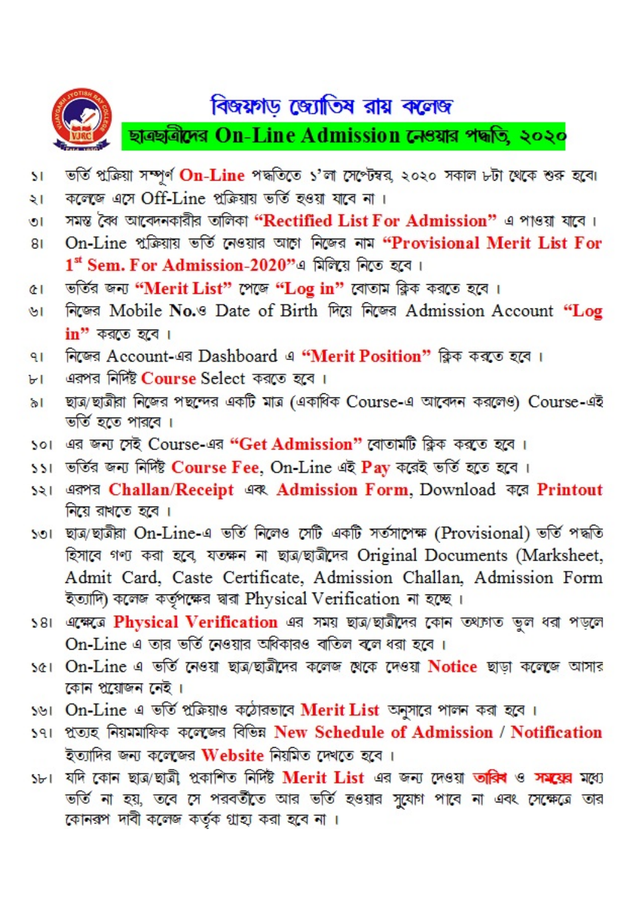# বিজয়গড় জ্যোতিষ রায় কলেজ

## ছাত্রছাত্রীদের On-Line Admission নেওয়ার পদ্ধতি, ২০২০

১। ভর্তি প্রক্রিয়া সম্পূর্ণ **On-Line** পদ্ধতিতে ১'লা সেপ্টেম্বর, ২০২০ সকাল ৮টা থেকে শুরু হবে।

২। কলেজে এসে Off-Line প্রক্রিয়ায় ভর্তি হওয়া যাবে না ।

৩। সমস্ত বৈধ আবেদনকারীর তালিকা **"Rectified List For Admission"** এ পাওয়া যাবে ।

৪। On-Line প্রক্রিয়ায় ভর্তি নেওয়ার আগে নিজের নাম **"Provisional Merit List For 1st Sem. For Admission-2020"**এ মিলিয়ে নিতে হবে ।

৫। ভর্তির জন্য **"Merit List"** পেজে **"Log in"** বোতাম ক্লিক করতে হবে ।

৬। নিজের Mobile **No.**ও Date of Birth দিয়ে নিজের Admission Account **"Log in"** করতে হবে ।

৭। নিজের Account-এর Dashboard এ **"Merit Position"** ক্লিক করতে হবে ।

৮। এরপর নির্দিষ্ট **Course** Select করতে হবে ।

৯। ছাত্র/ছাত্রীরা নিজের পছন্দের একটি মাত্র (একাধিক Course-এ আবেদন করলেও) Course-এই ভর্তি হতে পারবে ।

১০। এর জন্য সেই Course-এর **"Get Admission"** বোতামটি ক্লিক করতে হবে ।

১১। ভর্তির জন্য নির্দিষ্ট **Course Fee**, On-Line এই **Pay** করেই ভর্তি হতে হবে ।

১২। এরপর **Challan/Receipt** এবং **Admission Form**, Download করে **Printout** নিয়ে রাখতে হবে ।

১৩। ছাত্র/ছাত্রীরা On-Line-এ ভর্তি নিলেও সেটি একটি সর্তসাপেক্ষ (Provisional) ভর্তি পদ্ধতি হিসাবে গণ্য করা হবে, যতক্ষন না ছাত্র/ছাত্রীদের Original Documents (Marksheet, Admit Card, Caste Certificate, Admission Challan, Admission Form ইত্যাদি) কলেজ কর্তৃপক্ষের দ্বারা Physical Verification না হচ্ছে ।

১৪। এক্ষেত্রে **Physical Verification** এর সময় ছাত্র/ছাত্রীদের কোন তথ্যগত ভুল ধরা পড়লে On-Line এ তার ভর্তি নেওয়ার অধিকারও বাতিল বলে ধরা হবে ।

১৫। On-Line এ ভর্তি নেওয়া ছাত্র/ছাত্রীদের কলেজ থেকে দেওয়া **Notice** ছাড়া কলেজে আসার কোন প্রয়োজন নেই ।

১৬। On-Line এ ভর্তি প্রক্রিয়াও কঠোরভাবে **Merit List** অনুসারে পালন করা হবে ।

১৭। প্রত্যহ নিয়মমাফিক কলেজের বিভিন্ন **New Schedule of Admission / Notification** ইত্যাদির জন্য কলেজের **Website** নিয়মিত দেখতে হবে ।

১৮। যদি কোন ছাত্র/ছাত্রী প্রকাশিত নির্দিষ্ট **Merit List** এর জন্য দেওয়া **তারিখ** ও **সময়ের** মধ্যে ভর্তি না হয়, তবে সে পরবর্তীতে আর ভর্তি হওয়ার সুযোগ পাবে না এবং সেক্ষেত্রে তার কোনরূপ দাবী কলেজ কর্তৃক গ্রাহ্য করা হবে না ।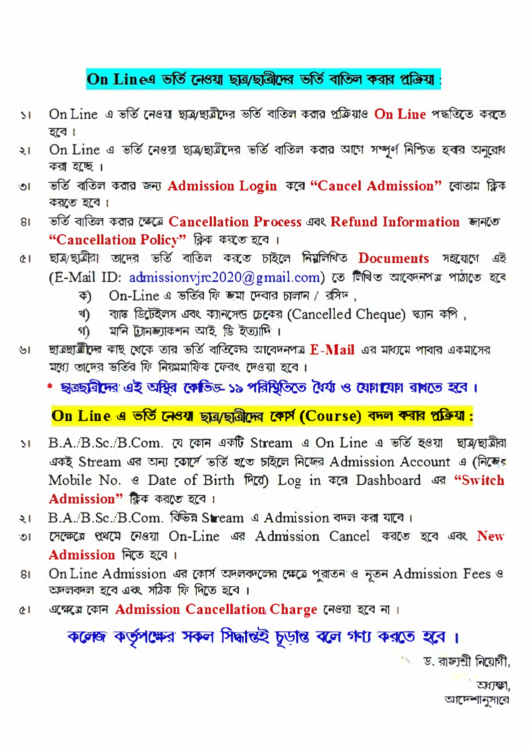## On Lineএ ভর্তি নেওয়া ছাত্র/ছাত্রীদের ভর্তি বাতিল করার প্রক্রিয়া :

১। On Line এ ভর্তি নেওয়া ছাত্র/ছাত্রীদের ভর্তি বাতিল করার প্রক্রিয়াও On Line পদ্ধতিতে করতে হবে।

২। On Line এ ভর্তি নেওয়া ছাত্র/ছাত্রীদের ভর্তি বাতিল করার আগে সম্পূর্ণ নিশ্চিত হবার অনুরোধ করা হচ্ছে।

৩। ভর্তি বাতিল করার জন্য **Admission Login** করে **"Cancel Admission"** বোতাম ক্লিক করতে হবে।

৪। ভর্তি বাতিল করার ক্ষেত্রে **Cancellation Process** এবং **Refund Information** জানতে **"Cancellation Policy"** ক্লিক করতে হবে।

৫। ছাত্র/ছাত্রীরা তাদের ভর্তি বাতিল করতে চাইলে নিম্নলিখিত **Documents** সহযোগে এই (E-Mail ID: admissionvjrc2020@gmail.com) তে লিখিত আবেদনপত্র পাঠাতে হবে

   ক) On-Line এ ভর্তির ফি জমা দেবার চালান / রসিদ,

   খ) ব্যাঙ্ক ডিটেইলস এবং ক্যানসেল্ড চেকের (Cancelled Cheque) স্ক্যান কপি,

   গ) মানি ট্রানজ্যাকশন আই ডি ইত্যাদি।

৬। ছাত্রছাত্রীদের কাছ থেকে তার ভর্তি বাতিলের আবেদনপত্র **E-Mail** এর মাধ্যমে পাবার একমাসের মধ্যে তাদের ভর্তির ফি নিয়মমাফিক ফেরৎ দেওয়া হবে।

**\* ছাত্রছাত্রীদের এই অস্থির কোভিড-১৯ পরিস্থিতিতে ধৈর্য ও যোগাযোগ রাখতে হবে।**

## On Line এ ভর্তি নেওয়া ছাত্র/ছাত্রীদের কোর্স (Course) বদল করার প্রক্রিয়া :

১। B.A./B.Sc./B.Com. যে কোন একটি Stream এ On Line এ ভর্তি হওয়া ছাত্র/ছাত্রীরা একই Stream এর অন্য কোর্সে ভর্তি হতে চাইলে নিজের Admission Account এ (নিজের Mobile No. ও Date of Birth দিয়ে) Log in করে Dashboard এর **"Switch Admission"** ক্লিক করতে হবে।

২। B.A./B.Sc./B.Com. বিভিন্ন Stream এ Admission বদল করা যাবে।

৩। সেক্ষেত্রে প্রথমে নেওয়া On-Line এর Admission Cancel করতে হবে এবং **New Admission** নিতে হবে।

৪। On Line Admission এর কোর্স অদলবদলের ক্ষেত্রে পুরাতন ও নূতন Admission Fees ও অদলবদল হবে এবং সঠিক ফি দিতে হবে।

৫। এক্ষেত্রে কোন **Admission Cancellation Charge** নেওয়া হবে না।

**কলেজ কর্তৃপক্ষের সকল সিদ্ধান্তই চূড়ান্ত বলে গণ্য করতে হবে।**

ড. রাজশ্রী নিয়োগী,

অধ্যক্ষা,

আদেশানুসারে